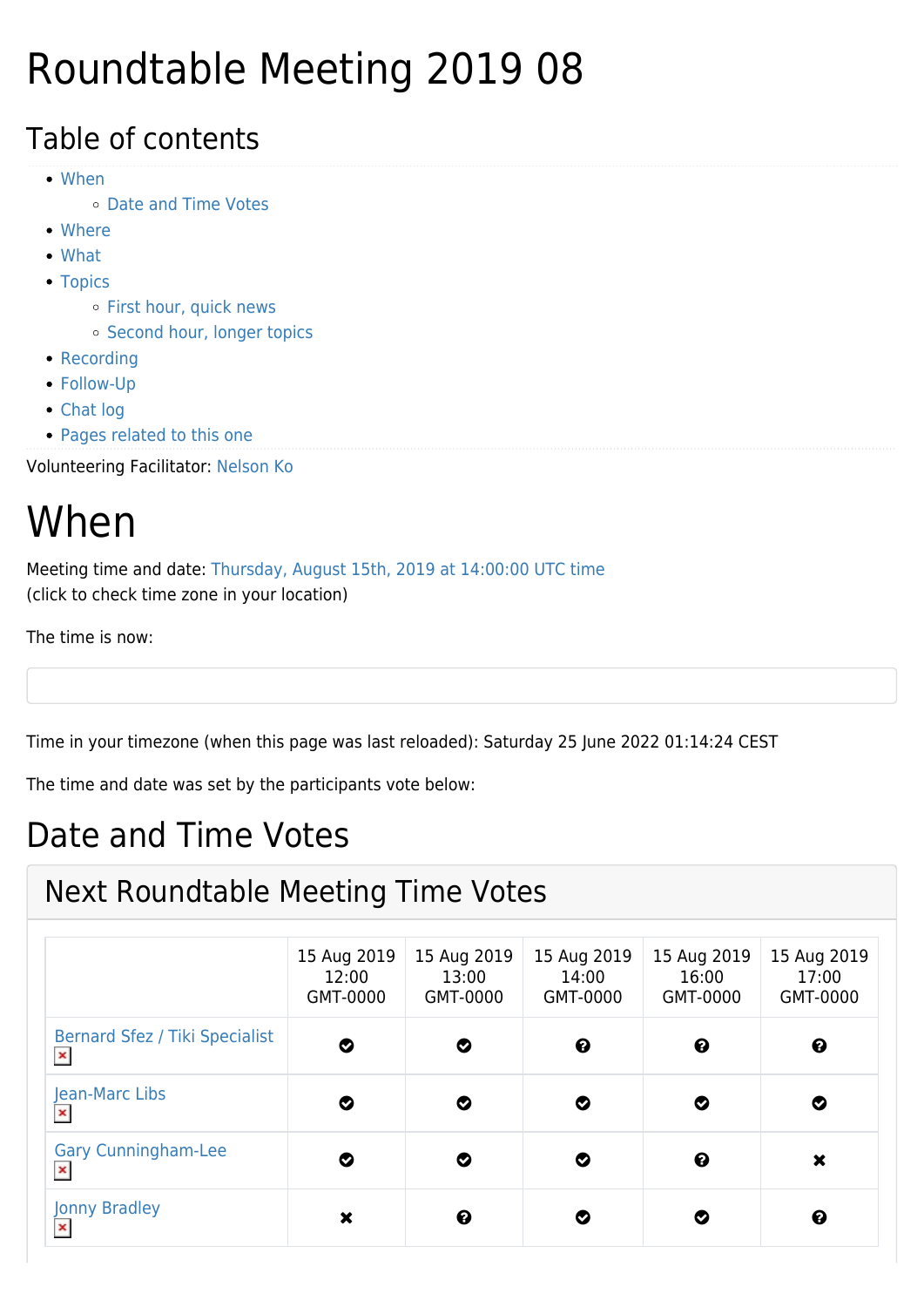# Roundtable Meeting 2019 08

## Table of contents

- When
  - Date and Time Votes
- Where
- What
- Topics
  - First hour, quick news
  - Second hour, longer topics
- Recording
- Follow-Up
- Chat log
- Pages related to this one

Volunteering Facilitator: Nelson Ko

# When

Meeting time and date: Thursday, August 15th, 2019 at 14:00:00 UTC time
(click to check time zone in your location)

The time is now:

Time in your timezone (when this page was last reloaded): Saturday 25 June 2022 01:14:24 CEST

The time and date was set by the participants vote below:

## Date and Time Votes

### Next Roundtable Meeting Time Votes

| | 15 Aug 2019 12:00 GMT-0000 | 15 Aug 2019 13:00 GMT-0000 | 15 Aug 2019 14:00 GMT-0000 | 15 Aug 2019 16:00 GMT-0000 | 15 Aug 2019 17:00 GMT-0000 |
|---|---|---|---|---|---|
| Bernard Sfez / Tiki Specialist | ✔ | ✔ | ? | ? | ? |
| Jean-Marc Libs | ✔ | ✔ | ✔ | ✔ | ✔ |
| Gary Cunningham-Lee | ✔ | ✔ | ✔ | ? | ✖ |
| Jonny Bradley | ✖ | ? | ✔ | ✔ | ? |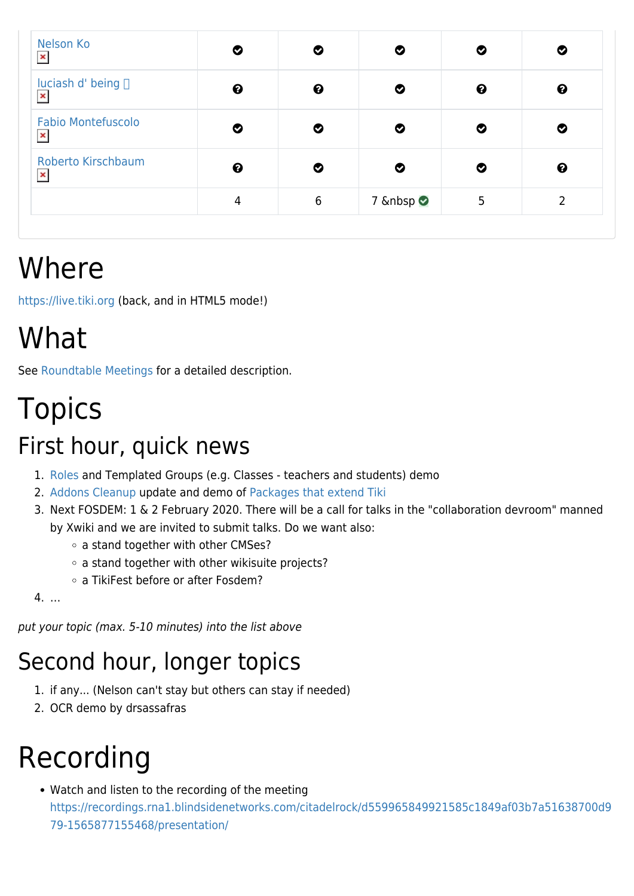| | | | | | |
|---|---|---|---|---|---|
| Nelson Ko | ✔ | ✔ | ✔ | ✔ | ✔ |
| luciash d' being | ? | ? | ✔ | ? | ? |
| Fabio Montefuscolo | ✔ | ✔ | ✔ | ✔ | ✔ |
| Roberto Kirschbaum | ? | ✔ | ✔ | ✔ | ? |
| | 4 | 6 | 7 &nbsp ✔ | 5 | 2 |

# Where

https://live.tiki.org (back, and in HTML5 mode!)

# What

See Roundtable Meetings for a detailed description.

# Topics

## First hour, quick news

1. Roles and Templated Groups (e.g. Classes - teachers and students) demo
2. Addons Cleanup update and demo of Packages that extend Tiki
3. Next FOSDEM: 1 & 2 February 2020. There will be a call for talks in the "collaboration devroom" manned by Xwiki and we are invited to submit talks. Do we want also:
   - a stand together with other CMSes?
   - a stand together with other wikisuite projects?
   - a TikiFest before or after Fosdem?
4. ...

*put your topic (max. 5-10 minutes) into the list above*

## Second hour, longer topics

1. if any... (Nelson can't stay but others can stay if needed)
2. OCR demo by drsassafras

# Recording

- Watch and listen to the recording of the meeting https://recordings.rna1.blindsidenetworks.com/citadelrock/d559965849921585c1849af03b7a51638700d979-1565877155468/presentation/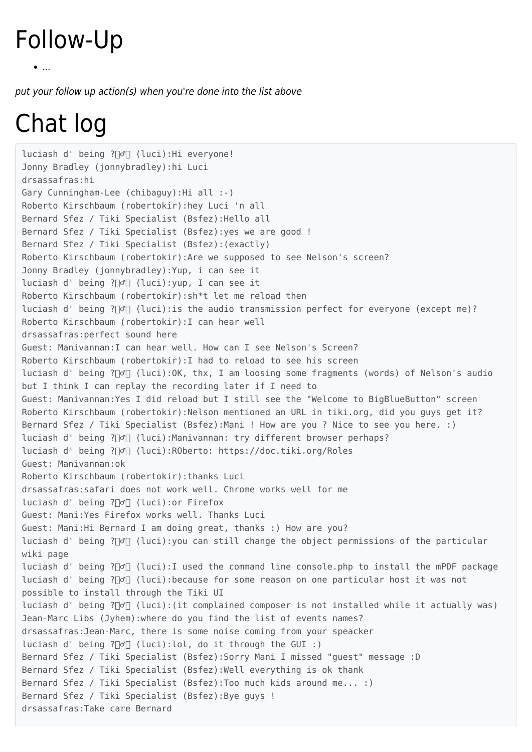# Follow-Up

- ...

*put your follow up action(s) when you're done into the list above*

# Chat log

```
luciash d' being ?􏰀♂􏰀 (luci):Hi everyone!
Jonny Bradley (jonnybradley):hi Luci
drsassafras:hi
Gary Cunningham-Lee (chibaguy):Hi all :-)
Roberto Kirschbaum (robertokir):hey Luci 'n all
Bernard Sfez / Tiki Specialist (Bsfez):Hello all
Bernard Sfez / Tiki Specialist (Bsfez):yes we are good !
Bernard Sfez / Tiki Specialist (Bsfez):(exactly)
Roberto Kirschbaum (robertokir):Are we supposed to see Nelson's screen?
Jonny Bradley (jonnybradley):Yup, i can see it
luciash d' being ?􏰀♂􏰀 (luci):yup, I can see it
Roberto Kirschbaum (robertokir):sh*t let me reload then
luciash d' being ?􏰀♂􏰀 (luci):is the audio transmission perfect for everyone (except me)?
Roberto Kirschbaum (robertokir):I can hear well
drsassafras:perfect sound here
Guest: Manivannan:I can hear well. How can I see Nelson's Screen?
Roberto Kirschbaum (robertokir):I had to reload to see his screen
luciash d' being ?􏰀♂􏰀 (luci):OK, thx, I am loosing some fragments (words) of Nelson's audio
but I think I can replay the recording later if I need to
Guest: Manivannan:Yes I did reload but I still see the "Welcome to BigBlueButton" screen
Roberto Kirschbaum (robertokir):Nelson mentioned an URL in tiki.org, did you guys get it?
Bernard Sfez / Tiki Specialist (Bsfez):Mani ! How are you ? Nice to see you here. :)
luciash d' being ?􏰀♂􏰀 (luci):Manivannan: try different browser perhaps?
luciash d' being ?􏰀♂􏰀 (luci):ROberto: https://doc.tiki.org/Roles
Guest: Manivannan:ok
Roberto Kirschbaum (robertokir):thanks Luci
drsassafras:safari does not work well. Chrome works well for me
luciash d' being ?􏰀♂􏰀 (luci):or Firefox
Guest: Mani:Yes Firefox works well. Thanks Luci
Guest: Mani:Hi Bernard I am doing great, thanks :) How are you?
luciash d' being ?􏰀♂􏰀 (luci):you can still change the object permissions of the particular
wiki page
luciash d' being ?􏰀♂􏰀 (luci):I used the command line console.php to install the mPDF package
luciash d' being ?􏰀♂􏰀 (luci):because for some reason on one particular host it was not
possible to install through the Tiki UI
luciash d' being ?􏰀♂􏰀 (luci):(it complained composer is not installed while it actually was)
Jean-Marc Libs (Jyhem):where do you find the list of events names?
drsassafras:Jean-Marc, there is some noise coming from your speacker
luciash d' being ?􏰀♂􏰀 (luci):lol, do it through the GUI :)
Bernard Sfez / Tiki Specialist (Bsfez):Sorry Mani I missed "guest" message :D
Bernard Sfez / Tiki Specialist (Bsfez):Well everything is ok thank
Bernard Sfez / Tiki Specialist (Bsfez):Too much kids around me... :)
Bernard Sfez / Tiki Specialist (Bsfez):Bye guys !
drsassafras:Take care Bernard
```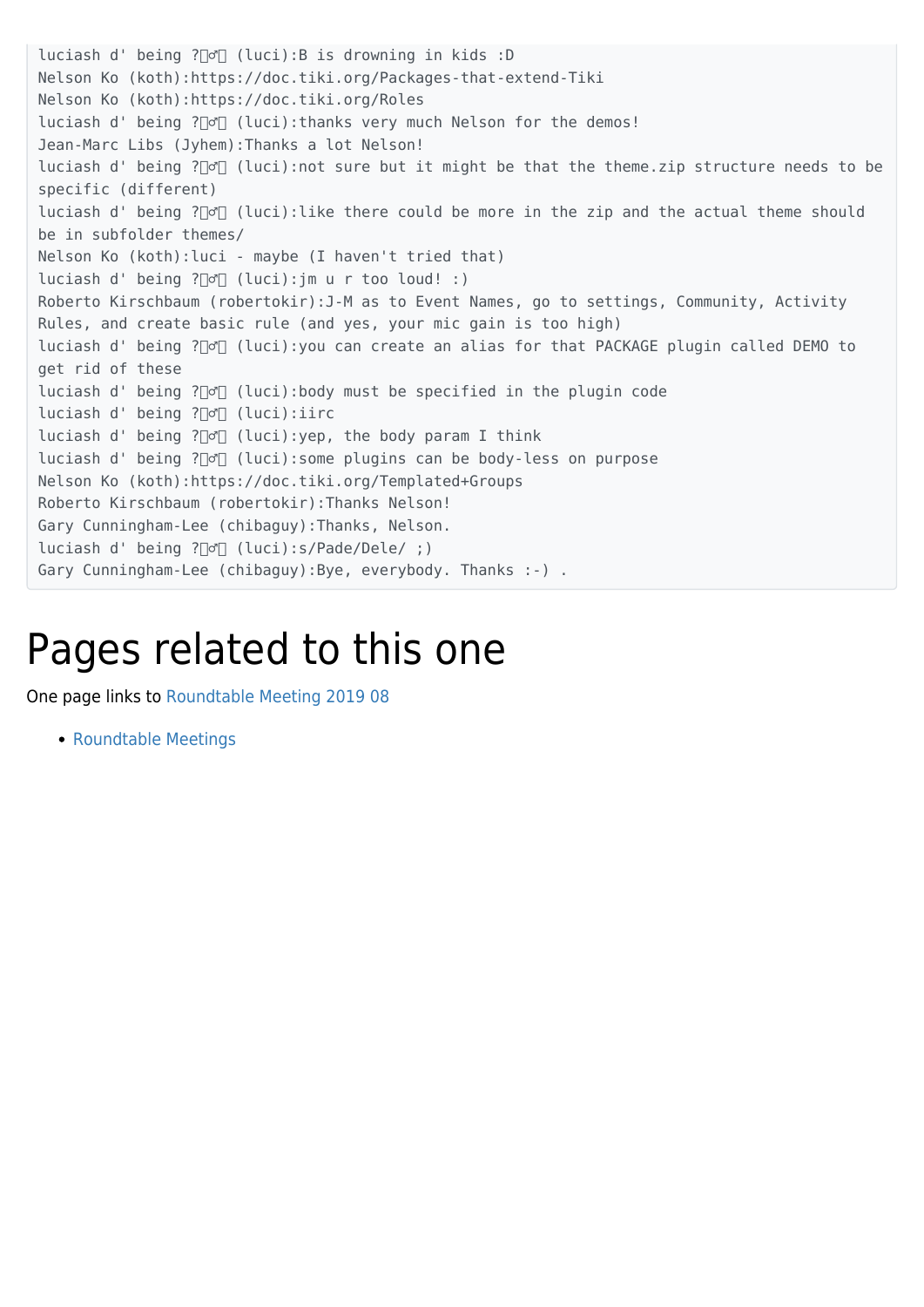```
luciash d' being ?🤷‍♂️ (luci):B is drowning in kids :D
Nelson Ko (koth):https://doc.tiki.org/Packages-that-extend-Tiki
Nelson Ko (koth):https://doc.tiki.org/Roles
luciash d' being ?🤷‍♂️ (luci):thanks very much Nelson for the demos!
Jean-Marc Libs (Jyhem):Thanks a lot Nelson!
luciash d' being ?🤷‍♂️ (luci):not sure but it might be that the theme.zip structure needs to be specific (different)
luciash d' being ?🤷‍♂️ (luci):like there could be more in the zip and the actual theme should be in subfolder themes/
Nelson Ko (koth):luci - maybe (I haven't tried that)
luciash d' being ?🤷‍♂️ (luci):jm u r too loud! :)
Roberto Kirschbaum (robertokir):J-M as to Event Names, go to settings, Community, Activity Rules, and create basic rule (and yes, your mic gain is too high)
luciash d' being ?🤷‍♂️ (luci):you can create an alias for that PACKAGE plugin called DEMO to get rid of these
luciash d' being ?🤷‍♂️ (luci):body must be specified in the plugin code
luciash d' being ?🤷‍♂️ (luci):iirc
luciash d' being ?🤷‍♂️ (luci):yep, the body param I think
luciash d' being ?🤷‍♂️ (luci):some plugins can be body-less on purpose
Nelson Ko (koth):https://doc.tiki.org/Templated+Groups
Roberto Kirschbaum (robertokir):Thanks Nelson!
Gary Cunningham-Lee (chibaguy):Thanks, Nelson.
luciash d' being ?🤷‍♂️ (luci):s/Pade/Dele/ ;)
Gary Cunningham-Lee (chibaguy):Bye, everybody. Thanks :-) .
```

# Pages related to this one

One page links to Roundtable Meeting 2019 08

- Roundtable Meetings